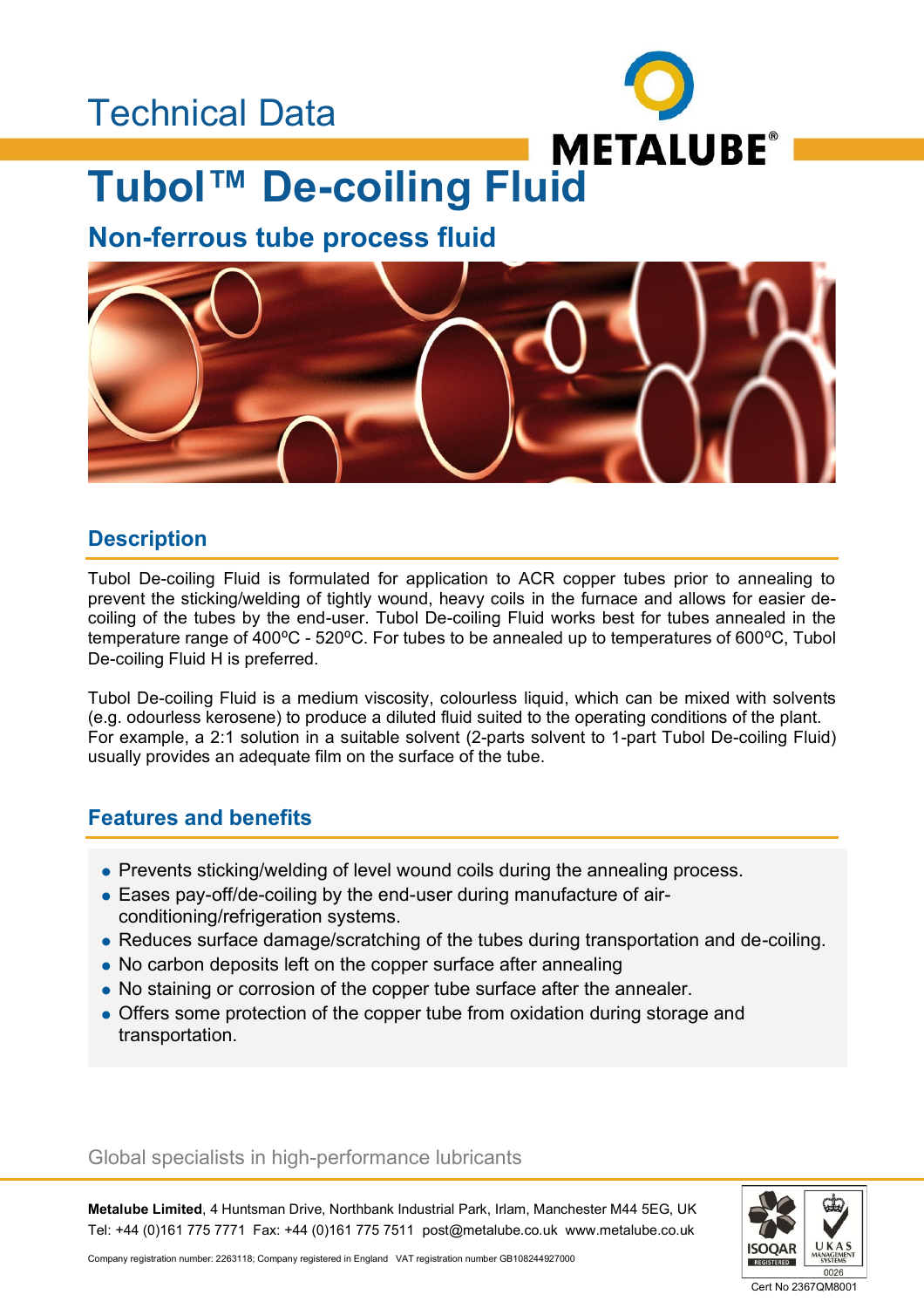Technical Data

# Tubol™ De-coiling Fluid

## Non-ferrous tube process fluid

## Description

Tubol De-coiling Fluid is formulated for application to ACR copper tubes prior to annealing to prevent the sticking/welding of tightly wound, heavy coils in the furnace and allows for easier de-coiling of the tubes by the end-user. Tubol De-coiling Fluid works best for tubes annealed in the temperature range of 400ºC - 520ºC. For tubes to be annealed up to temperatures of 600ºC, Tubol De-coiling Fluid H is preferred.

Tubol De-coiling Fluid is a medium viscosity, colourless liquid, which can be mixed with solvents (e.g. odourless kerosene) to produce a diluted fluid suited to the operating conditions of the plant. For example, a 2:1 solution in a suitable solvent (2-parts solvent to 1-part Tubol De-coiling Fluid) usually provides an adequate film on the surface of the tube.

## Features and benefits

- Prevents sticking/welding of level wound coils during the annealing process.
- Eases pay-off/de-coiling by the end-user during manufacture of air-conditioning/refrigeration systems.
- Reduces surface damage/scratching of the tubes during transportation and de-coiling.
- No carbon deposits left on the copper surface after annealing
- No staining or corrosion of the copper tube surface after the annealer.
- Offers some protection of the copper tube from oxidation during storage and transportation.

Global specialists in high-performance lubricants

**Metalube Limited**, 4 Huntsman Drive, Northbank Industrial Park, Irlam, Manchester M44 5EG, UK
Tel: +44 (0)161 775 7771 Fax: +44 (0)161 775 7511 post@metalube.co.uk www.metalube.co.uk

Company registration number: 2263118; Company registered in England VAT registration number GB108244927000

Cert No 2367QM8001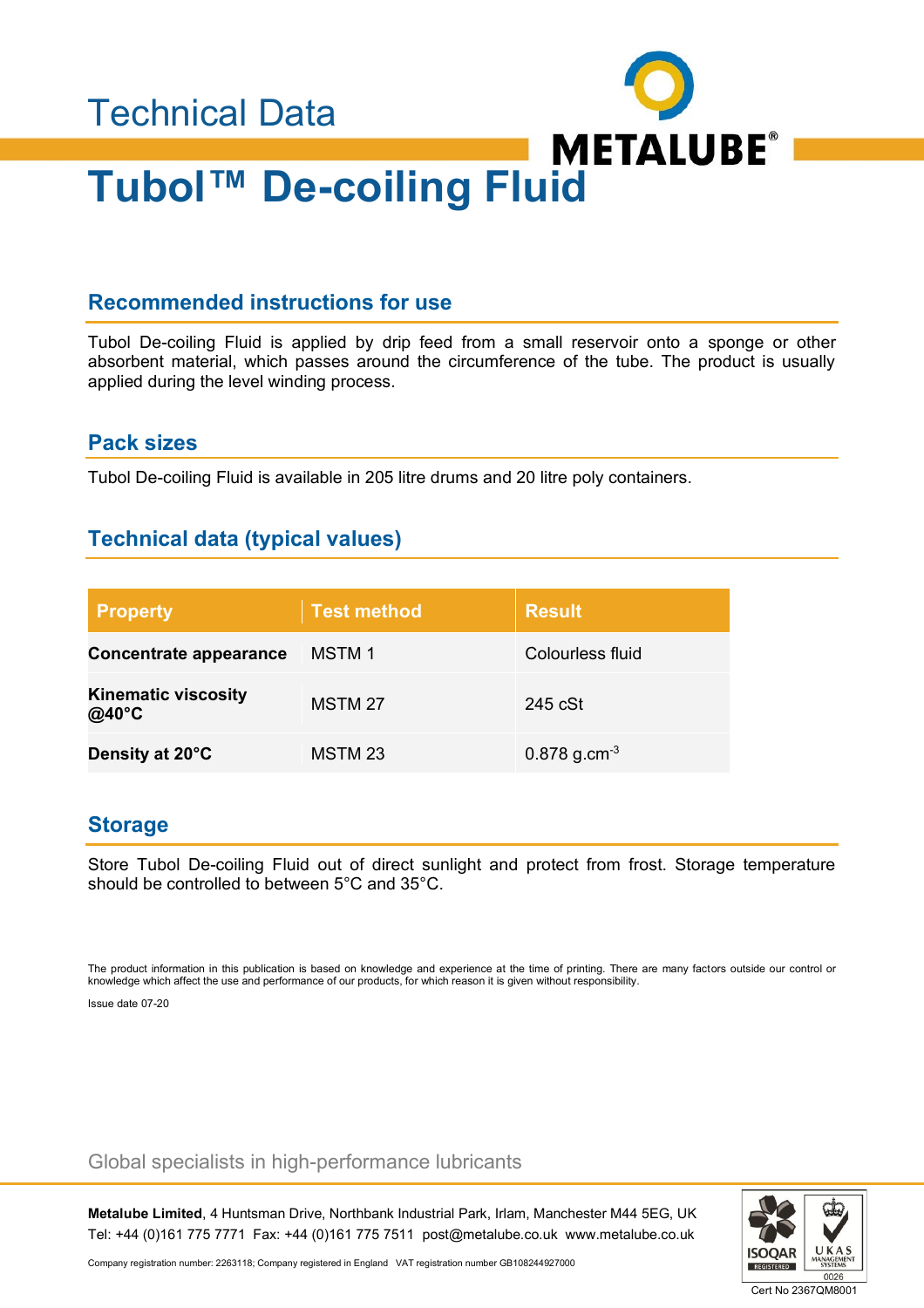Technical Data

# Tubol™ De-coiling Fluid

## Recommended instructions for use

Tubol De-coiling Fluid is applied by drip feed from a small reservoir onto a sponge or other absorbent material, which passes around the circumference of the tube. The product is usually applied during the level winding process.

## Pack sizes

Tubol De-coiling Fluid is available in 205 litre drums and 20 litre poly containers.

## Technical data (typical values)

| Property | Test method | Result |
|---|---|---|
| **Concentrate appearance** | MSTM 1 | Colourless fluid |
| **Kinematic viscosity @40°C** | MSTM 27 | 245 cSt |
| **Density at 20°C** | MSTM 23 | 0.878 $g.cm^{-3}$ |

## Storage

Store Tubol De-coiling Fluid out of direct sunlight and protect from frost. Storage temperature should be controlled to between 5°C and 35°C.

The product information in this publication is based on knowledge and experience at the time of printing. There are many factors outside our control or knowledge which affect the use and performance of our products, for which reason it is given without responsibility.

Issue date 07-20

Global specialists in high-performance lubricants

**Metalube Limited**, 4 Huntsman Drive, Northbank Industrial Park, Irlam, Manchester M44 5EG, UK
Tel: +44 (0)161 775 7771 Fax: +44 (0)161 775 7511 post@metalube.co.uk www.metalube.co.uk

Company registration number: 2263118; Company registered in England VAT registration number GB108244927000

Cert No 2367QM8001